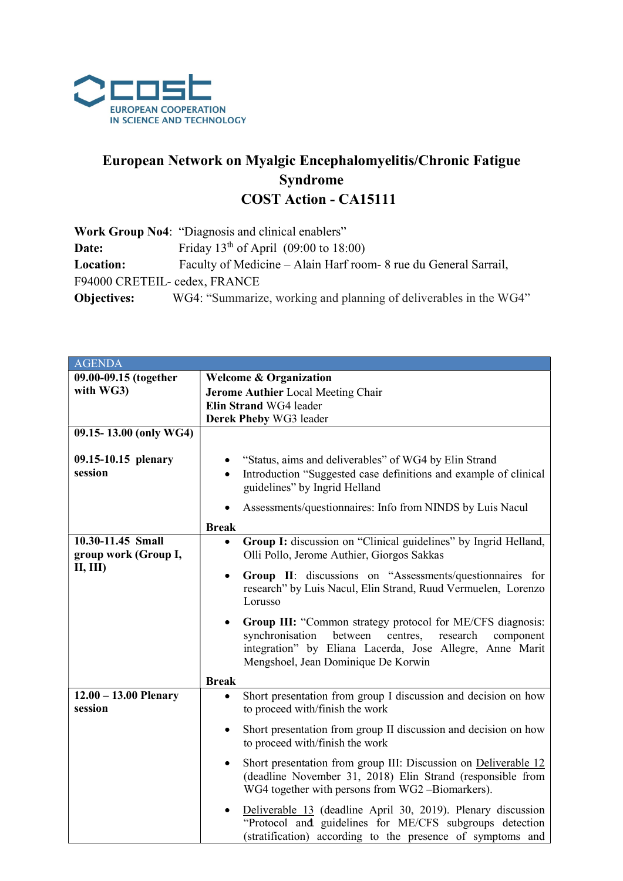COST
EUROPEAN COOPERATION
IN SCIENCE AND TECHNOLOGY

# European Network on Myalgic Encephalomyelitis/Chronic Fatigue Syndrome
# COST Action - CA15111

**Work Group No4**: "Diagnosis and clinical enablers"
**Date:** Friday 13th of April (09:00 to 18:00)
**Location:** Faculty of Medicine – Alain Harf room- 8 rue du General Sarrail, F94000 CRETEIL- cedex, FRANCE
**Objectives:** WG4: "Summarize, working and planning of deliverables in the WG4"

| AGENDA | |
|---|---|
| **09.00-09.15 (together with WG3)** | **Welcome & Organization**<br>**Jerome Authier** Local Meeting Chair<br>**Elin Strand** WG4 leader<br>**Derek Pheby** WG3 leader |
| **09.15- 13.00 (only WG4)**<br><br>**09.15-10.15 plenary session** | • "Status, aims and deliverables" of WG4 by Elin Strand<br>• Introduction "Suggested case definitions and example of clinical guidelines" by Ingrid Helland<br>• Assessments/questionnaires: Info from NINDS by Luis Nacul<br><br>**Break** |
| **10.30-11.45 Small group work (Group I, II, III)** | • **Group I:** discussion on "Clinical guidelines" by Ingrid Helland, Olli Pollo, Jerome Authier, Giorgos Sakkas<br>• **Group II**: discussions on "Assessments/questionnaires for research" by Luis Nacul, Elin Strand, Ruud Vermuelen, Lorenzo Lorusso<br>• **Group III:** "Common strategy protocol for ME/CFS diagnosis: synchronisation between centres, research component integration" by Eliana Lacerda, Jose Allegre, Anne Marit Mengshoel, Jean Dominique De Korwin<br><br>**Break** |
| **12.00 – 13.00 Plenary session** | • Short presentation from group I discussion and decision on how to proceed with/finish the work<br>• Short presentation from group II discussion and decision on how to proceed with/finish the work<br>• Short presentation from group III: Discussion on Deliverable 12 (deadline November 31, 2018) Elin Strand (responsible from WG4 together with persons from WG2 –Biomarkers).<br>• Deliverable 13 (deadline April 30, 2019). Plenary discussion "Protocol and guidelines for ME/CFS subgroups detection (stratification) according to the presence of symptoms and |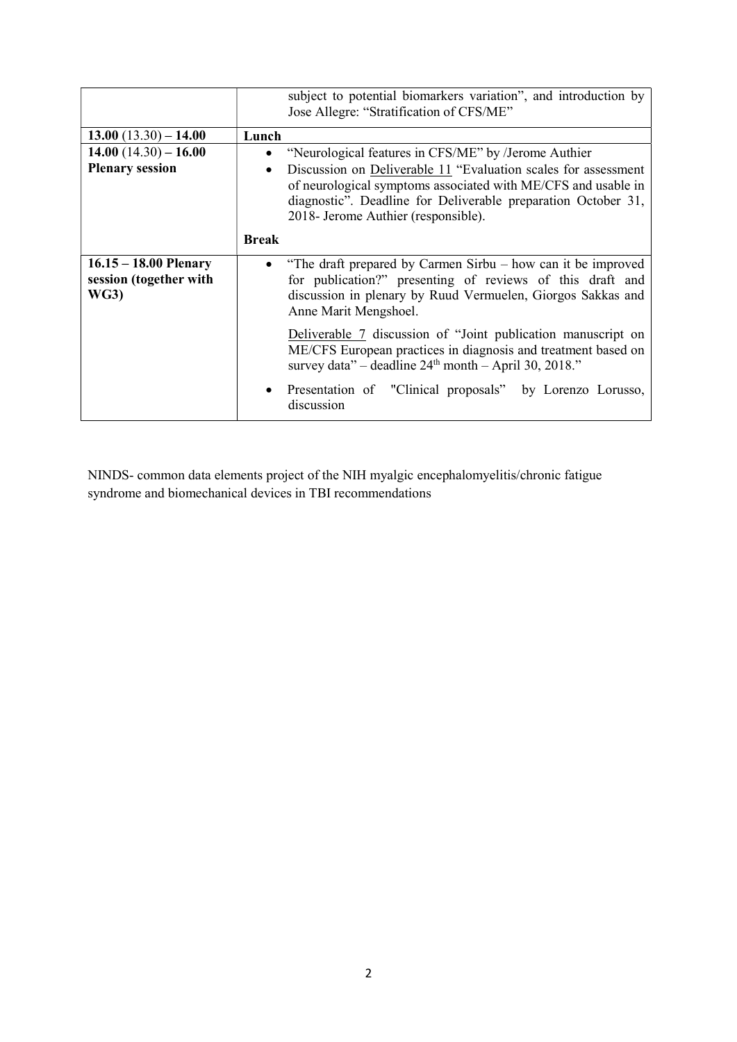| | |
|---|---|
| | subject to potential biomarkers variation", and introduction by Jose Allegre: "Stratification of CFS/ME" |
| **13.00** (13.30) **– 14.00** | **Lunch** |
| **14.00** (14.30) **– 16.00** **Plenary session** | • "Neurological features in CFS/ME" by /Jerome Authier<br>• Discussion on Deliverable 11 "Evaluation scales for assessment of neurological symptoms associated with ME/CFS and usable in diagnostic". Deadline for Deliverable preparation October 31, 2018- Jerome Authier (responsible).<br><br>**Break** |
| **16.15 – 18.00 Plenary session (together with WG3)** | • "The draft prepared by Carmen Sirbu – how can it be improved for publication?" presenting of reviews of this draft and discussion in plenary by Ruud Vermuelen, Giorgos Sakkas and Anne Marit Mengshoel.<br><br>Deliverable 7 discussion of "Joint publication manuscript on ME/CFS European practices in diagnosis and treatment based on survey data" – deadline $24^{th}$ month – April 30, 2018."<br><br>• Presentation of "Clinical proposals" by Lorenzo Lorusso, discussion |

NINDS- common data elements project of the NIH myalgic encephalomyelitis/chronic fatigue syndrome and biomechanical devices in TBI recommendations